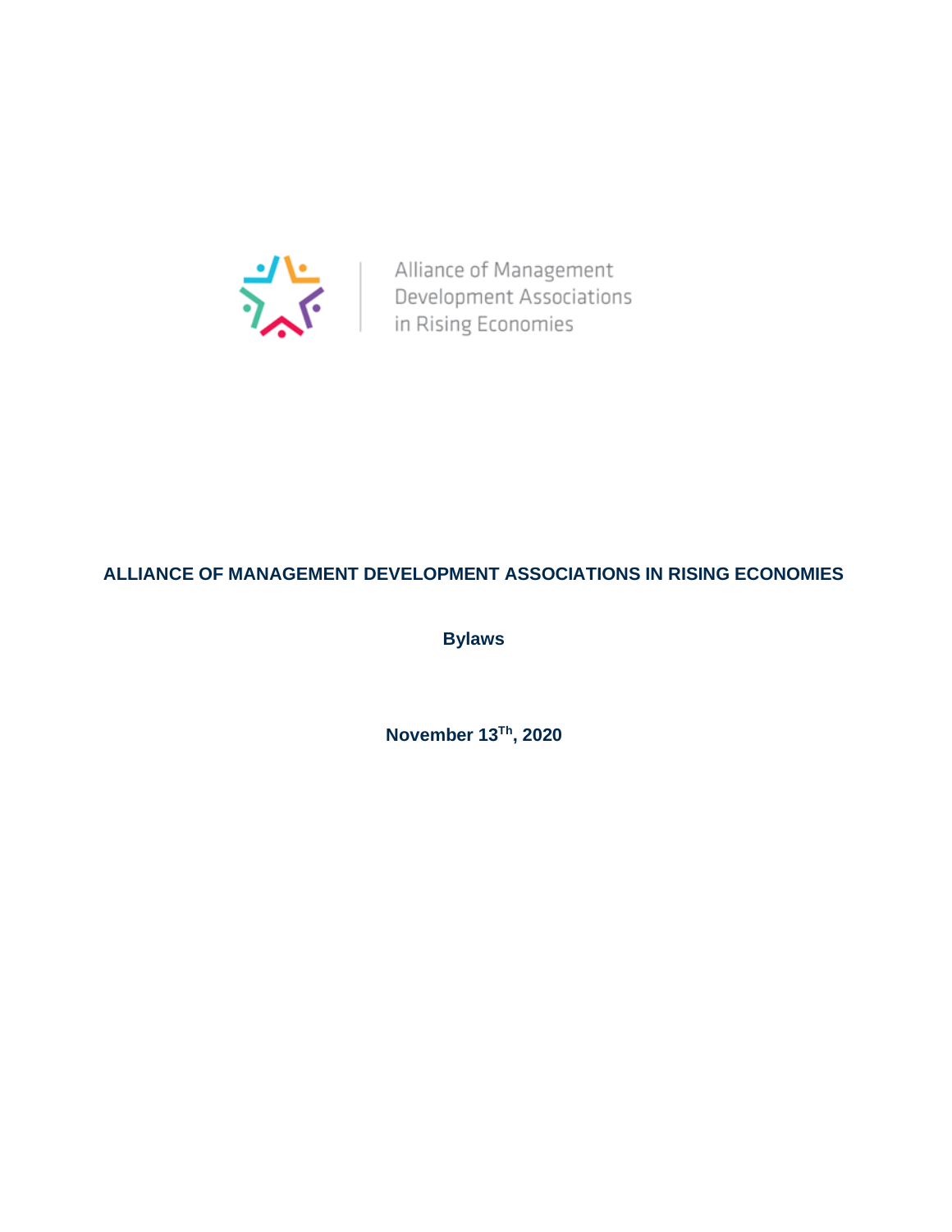Alliance of Management Development Associations in Rising Economies

# ALLIANCE OF MANAGEMENT DEVELOPMENT ASSOCIATIONS IN RISING ECONOMIES

**Bylaws**

**November 13Th, 2020**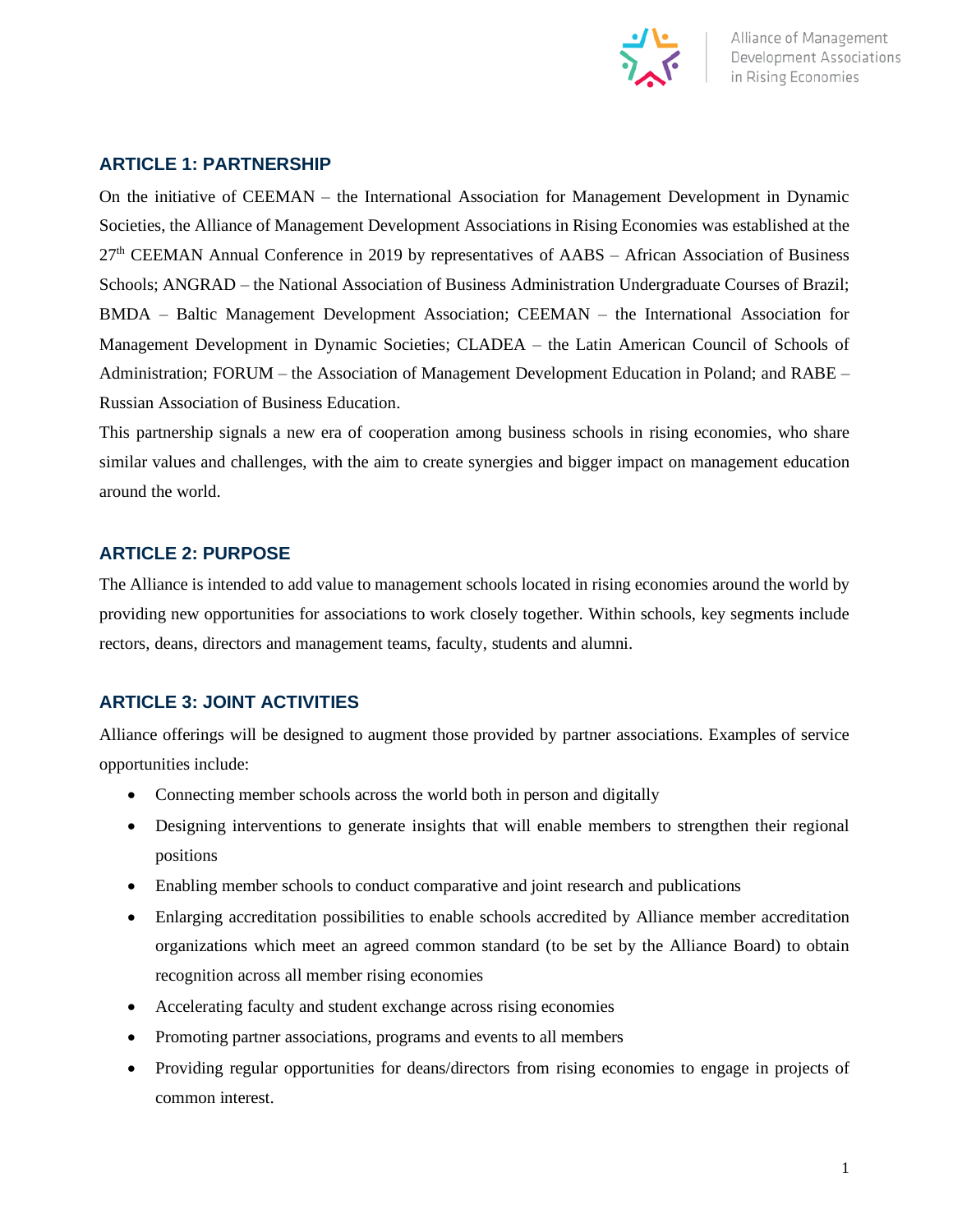## ARTICLE 1: PARTNERSHIP

On the initiative of CEEMAN – the International Association for Management Development in Dynamic Societies, the Alliance of Management Development Associations in Rising Economies was established at the 27th CEEMAN Annual Conference in 2019 by representatives of AABS – African Association of Business Schools; ANGRAD – the National Association of Business Administration Undergraduate Courses of Brazil; BMDA – Baltic Management Development Association; CEEMAN – the International Association for Management Development in Dynamic Societies; CLADEA – the Latin American Council of Schools of Administration; FORUM – the Association of Management Development Education in Poland; and RABE – Russian Association of Business Education.

This partnership signals a new era of cooperation among business schools in rising economies, who share similar values and challenges, with the aim to create synergies and bigger impact on management education around the world.

## ARTICLE 2: PURPOSE

The Alliance is intended to add value to management schools located in rising economies around the world by providing new opportunities for associations to work closely together. Within schools, key segments include rectors, deans, directors and management teams, faculty, students and alumni.

## ARTICLE 3: JOINT ACTIVITIES

Alliance offerings will be designed to augment those provided by partner associations. Examples of service opportunities include:

- Connecting member schools across the world both in person and digitally
- Designing interventions to generate insights that will enable members to strengthen their regional positions
- Enabling member schools to conduct comparative and joint research and publications
- Enlarging accreditation possibilities to enable schools accredited by Alliance member accreditation organizations which meet an agreed common standard (to be set by the Alliance Board) to obtain recognition across all member rising economies
- Accelerating faculty and student exchange across rising economies
- Promoting partner associations, programs and events to all members
- Providing regular opportunities for deans/directors from rising economies to engage in projects of common interest.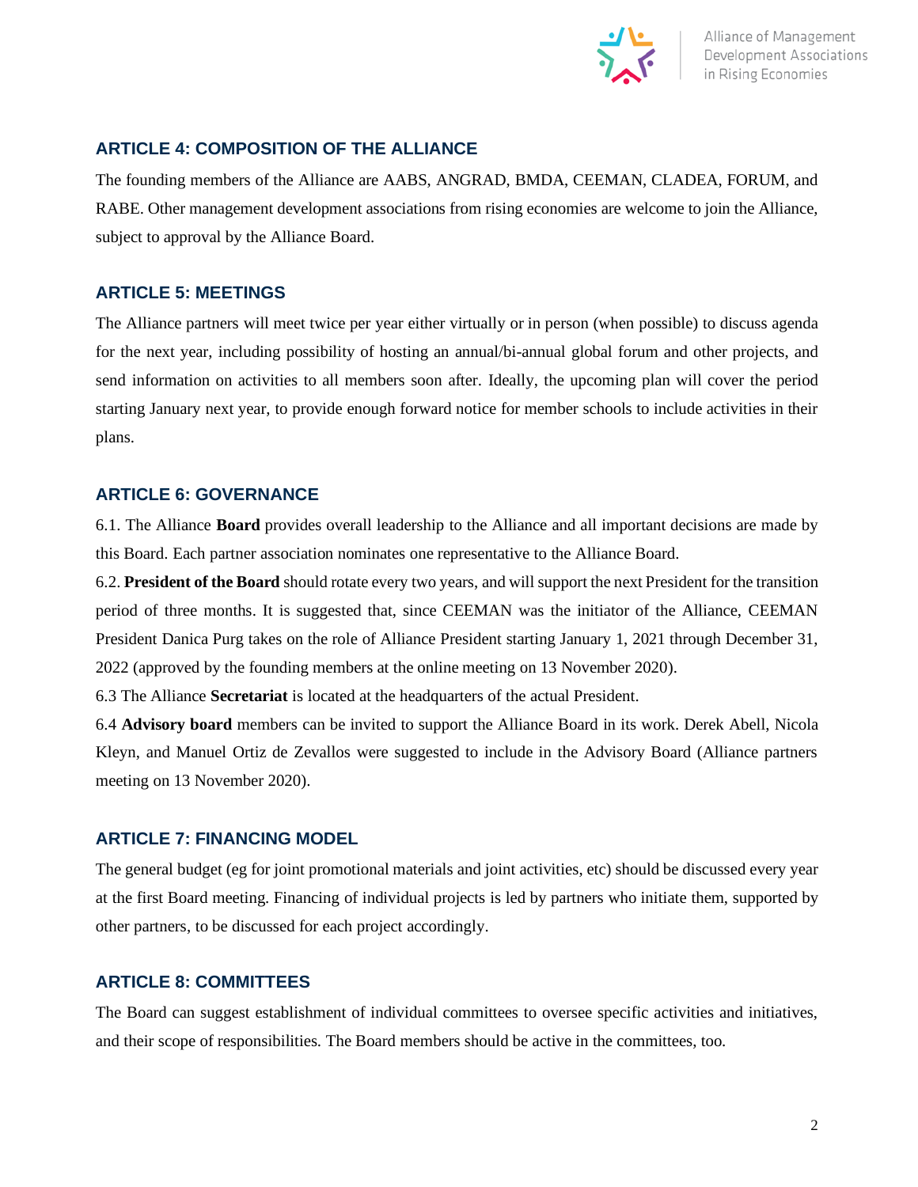## ARTICLE 4: COMPOSITION OF THE ALLIANCE

The founding members of the Alliance are AABS, ANGRAD, BMDA, CEEMAN, CLADEA, FORUM, and RABE. Other management development associations from rising economies are welcome to join the Alliance, subject to approval by the Alliance Board.

## ARTICLE 5: MEETINGS

The Alliance partners will meet twice per year either virtually or in person (when possible) to discuss agenda for the next year, including possibility of hosting an annual/bi-annual global forum and other projects, and send information on activities to all members soon after. Ideally, the upcoming plan will cover the period starting January next year, to provide enough forward notice for member schools to include activities in their plans.

## ARTICLE 6: GOVERNANCE

6.1. The Alliance **Board** provides overall leadership to the Alliance and all important decisions are made by this Board. Each partner association nominates one representative to the Alliance Board.

6.2. **President of the Board** should rotate every two years, and will support the next President for the transition period of three months. It is suggested that, since CEEMAN was the initiator of the Alliance, CEEMAN President Danica Purg takes on the role of Alliance President starting January 1, 2021 through December 31, 2022 (approved by the founding members at the online meeting on 13 November 2020).

6.3 The Alliance **Secretariat** is located at the headquarters of the actual President.

6.4 **Advisory board** members can be invited to support the Alliance Board in its work. Derek Abell, Nicola Kleyn, and Manuel Ortiz de Zevallos were suggested to include in the Advisory Board (Alliance partners meeting on 13 November 2020).

## ARTICLE 7: FINANCING MODEL

The general budget (eg for joint promotional materials and joint activities, etc) should be discussed every year at the first Board meeting. Financing of individual projects is led by partners who initiate them, supported by other partners, to be discussed for each project accordingly.

## ARTICLE 8: COMMITTEES

The Board can suggest establishment of individual committees to oversee specific activities and initiatives, and their scope of responsibilities. The Board members should be active in the committees, too.